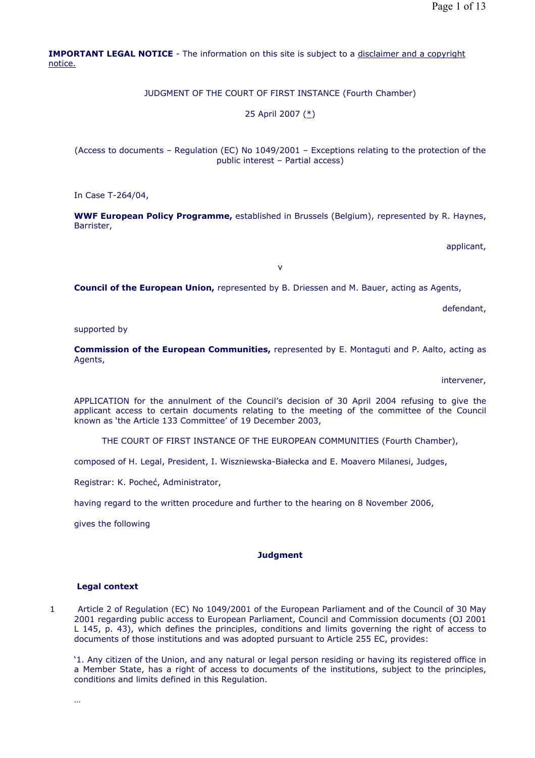**IMPORTANT LEGAL NOTICE** - The information on this site is subject to a disclaimer and a copyright notice.

JUDGMENT OF THE COURT OF FIRST INSTANCE (Fourth Chamber)

25 April 2007 (*)

(Access to documents – Regulation (EC) No 1049/2001 – Exceptions relating to the protection of the public interest – Partial access)

In Case T-264/04,

**WWF European Policy Programme,** established in Brussels (Belgium), represented by R. Haynes, Barrister,

applicant,

v

**Council of the European Union,** represented by B. Driessen and M. Bauer, acting as Agents,

defendant,

supported by

**Commission of the European Communities,** represented by E. Montaguti and P. Aalto, acting as Agents,

intervener,

APPLICATION for the annulment of the Council's decision of 30 April 2004 refusing to give the applicant access to certain documents relating to the meeting of the committee of the Council known as 'the Article 133 Committee' of 19 December 2003,

THE COURT OF FIRST INSTANCE OF THE EUROPEAN COMMUNITIES (Fourth Chamber),

composed of H. Legal, President, I. Wiszniewska-Białecka and E. Moavero Milanesi, Judges,

Registrar: K. Pocheć, Administrator,

having regard to the written procedure and further to the hearing on 8 November 2006,

gives the following

## Judgment

### Legal context

1 Article 2 of Regulation (EC) No 1049/2001 of the European Parliament and of the Council of 30 May 2001 regarding public access to European Parliament, Council and Commission documents (OJ 2001 L 145, p. 43), which defines the principles, conditions and limits governing the right of access to documents of those institutions and was adopted pursuant to Article 255 EC, provides:

'1. Any citizen of the Union, and any natural or legal person residing or having its registered office in a Member State, has a right of access to documents of the institutions, subject to the principles, conditions and limits defined in this Regulation.

…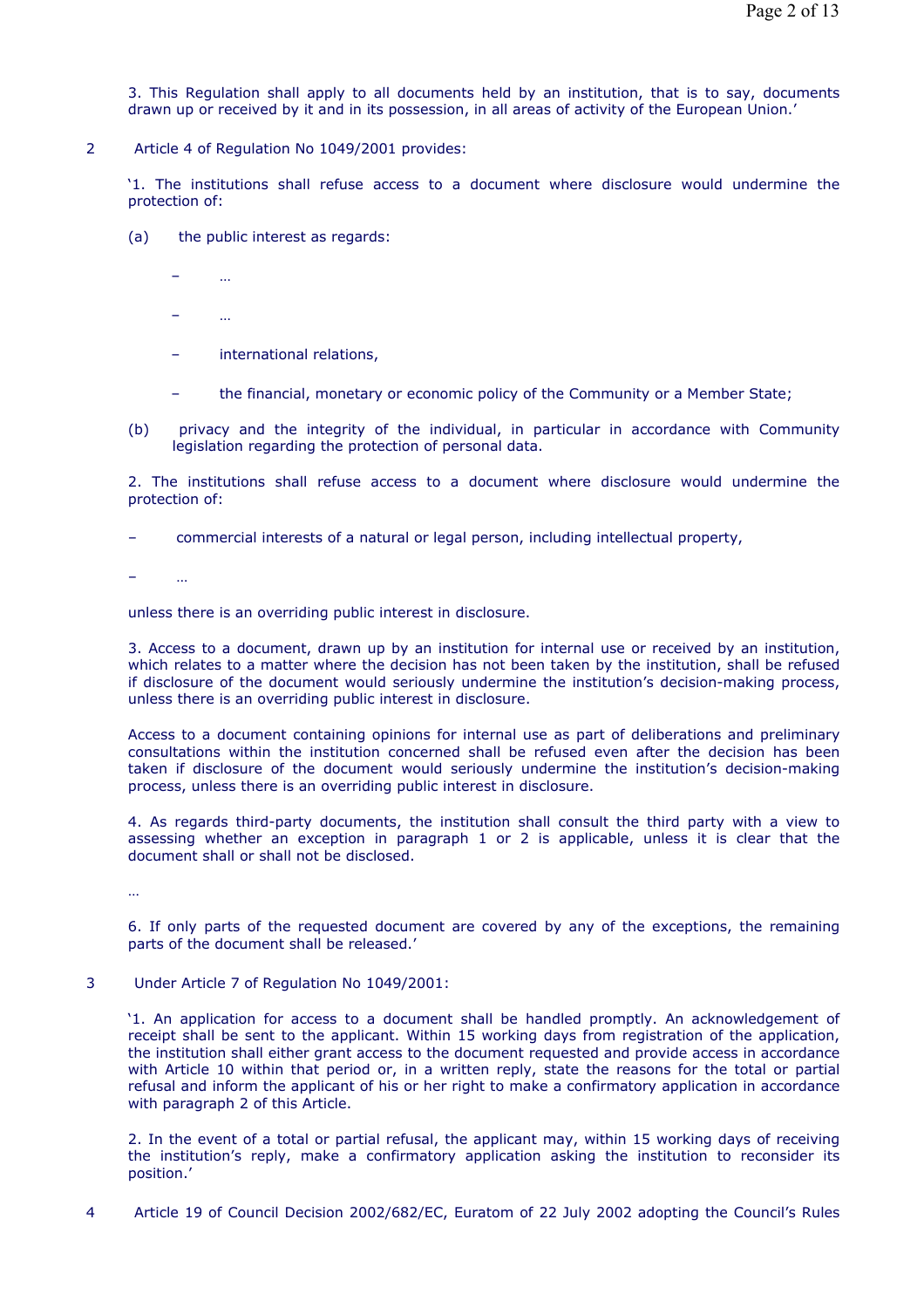3. This Regulation shall apply to all documents held by an institution, that is to say, documents drawn up or received by it and in its possession, in all areas of activity of the European Union.'

2 Article 4 of Regulation No 1049/2001 provides:

'1. The institutions shall refuse access to a document where disclosure would undermine the protection of:

(a) the public interest as regards:

– …

– …

– international relations,

– the financial, monetary or economic policy of the Community or a Member State;

(b) privacy and the integrity of the individual, in particular in accordance with Community legislation regarding the protection of personal data.

2. The institutions shall refuse access to a document where disclosure would undermine the protection of:

– commercial interests of a natural or legal person, including intellectual property,

– …

unless there is an overriding public interest in disclosure.

3. Access to a document, drawn up by an institution for internal use or received by an institution, which relates to a matter where the decision has not been taken by the institution, shall be refused if disclosure of the document would seriously undermine the institution's decision-making process, unless there is an overriding public interest in disclosure.

Access to a document containing opinions for internal use as part of deliberations and preliminary consultations within the institution concerned shall be refused even after the decision has been taken if disclosure of the document would seriously undermine the institution's decision-making process, unless there is an overriding public interest in disclosure.

4. As regards third-party documents, the institution shall consult the third party with a view to assessing whether an exception in paragraph 1 or 2 is applicable, unless it is clear that the document shall or shall not be disclosed.

…

6. If only parts of the requested document are covered by any of the exceptions, the remaining parts of the document shall be released.'

3 Under Article 7 of Regulation No 1049/2001:

'1. An application for access to a document shall be handled promptly. An acknowledgement of receipt shall be sent to the applicant. Within 15 working days from registration of the application, the institution shall either grant access to the document requested and provide access in accordance with Article 10 within that period or, in a written reply, state the reasons for the total or partial refusal and inform the applicant of his or her right to make a confirmatory application in accordance with paragraph 2 of this Article.

2. In the event of a total or partial refusal, the applicant may, within 15 working days of receiving the institution's reply, make a confirmatory application asking the institution to reconsider its position.'

4 Article 19 of Council Decision 2002/682/EC, Euratom of 22 July 2002 adopting the Council's Rules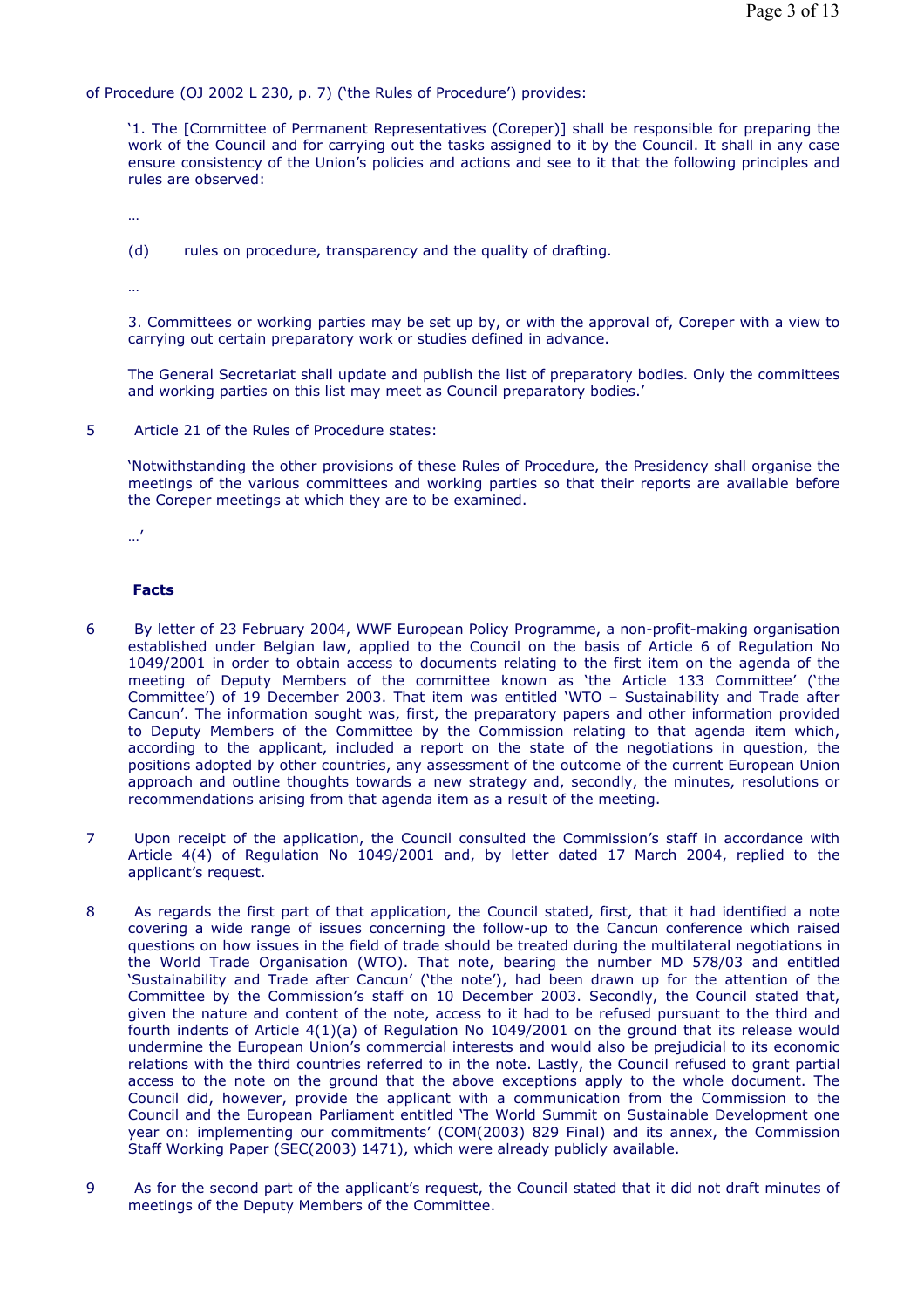of Procedure (OJ 2002 L 230, p. 7) ('the Rules of Procedure') provides:

> '1. The [Committee of Permanent Representatives (Coreper)] shall be responsible for preparing the work of the Council and for carrying out the tasks assigned to it by the Council. It shall in any case ensure consistency of the Union's policies and actions and see to it that the following principles and rules are observed:
>
> …
>
> (d) rules on procedure, transparency and the quality of drafting.
>
> …
>
> 3. Committees or working parties may be set up by, or with the approval of, Coreper with a view to carrying out certain preparatory work or studies defined in advance.
>
> The General Secretariat shall update and publish the list of preparatory bodies. Only the committees and working parties on this list may meet as Council preparatory bodies.'

5 Article 21 of the Rules of Procedure states:

> 'Notwithstanding the other provisions of these Rules of Procedure, the Presidency shall organise the meetings of the various committees and working parties so that their reports are available before the Coreper meetings at which they are to be examined.
>
> …'

**Facts**

6 By letter of 23 February 2004, WWF European Policy Programme, a non-profit-making organisation established under Belgian law, applied to the Council on the basis of Article 6 of Regulation No 1049/2001 in order to obtain access to documents relating to the first item on the agenda of the meeting of Deputy Members of the committee known as 'the Article 133 Committee' ('the Committee') of 19 December 2003. That item was entitled 'WTO – Sustainability and Trade after Cancun'. The information sought was, first, the preparatory papers and other information provided to Deputy Members of the Committee by the Commission relating to that agenda item which, according to the applicant, included a report on the state of the negotiations in question, the positions adopted by other countries, any assessment of the outcome of the current European Union approach and outline thoughts towards a new strategy and, secondly, the minutes, resolutions or recommendations arising from that agenda item as a result of the meeting.

7 Upon receipt of the application, the Council consulted the Commission's staff in accordance with Article 4(4) of Regulation No 1049/2001 and, by letter dated 17 March 2004, replied to the applicant's request.

8 As regards the first part of that application, the Council stated, first, that it had identified a note covering a wide range of issues concerning the follow-up to the Cancun conference which raised questions on how issues in the field of trade should be treated during the multilateral negotiations in the World Trade Organisation (WTO). That note, bearing the number MD 578/03 and entitled 'Sustainability and Trade after Cancun' ('the note'), had been drawn up for the attention of the Committee by the Commission's staff on 10 December 2003. Secondly, the Council stated that, given the nature and content of the note, access to it had to be refused pursuant to the third and fourth indents of Article 4(1)(a) of Regulation No 1049/2001 on the ground that its release would undermine the European Union's commercial interests and would also be prejudicial to its economic relations with the third countries referred to in the note. Lastly, the Council refused to grant partial access to the note on the ground that the above exceptions apply to the whole document. The Council did, however, provide the applicant with a communication from the Commission to the Council and the European Parliament entitled 'The World Summit on Sustainable Development one year on: implementing our commitments' (COM(2003) 829 Final) and its annex, the Commission Staff Working Paper (SEC(2003) 1471), which were already publicly available.

9 As for the second part of the applicant's request, the Council stated that it did not draft minutes of meetings of the Deputy Members of the Committee.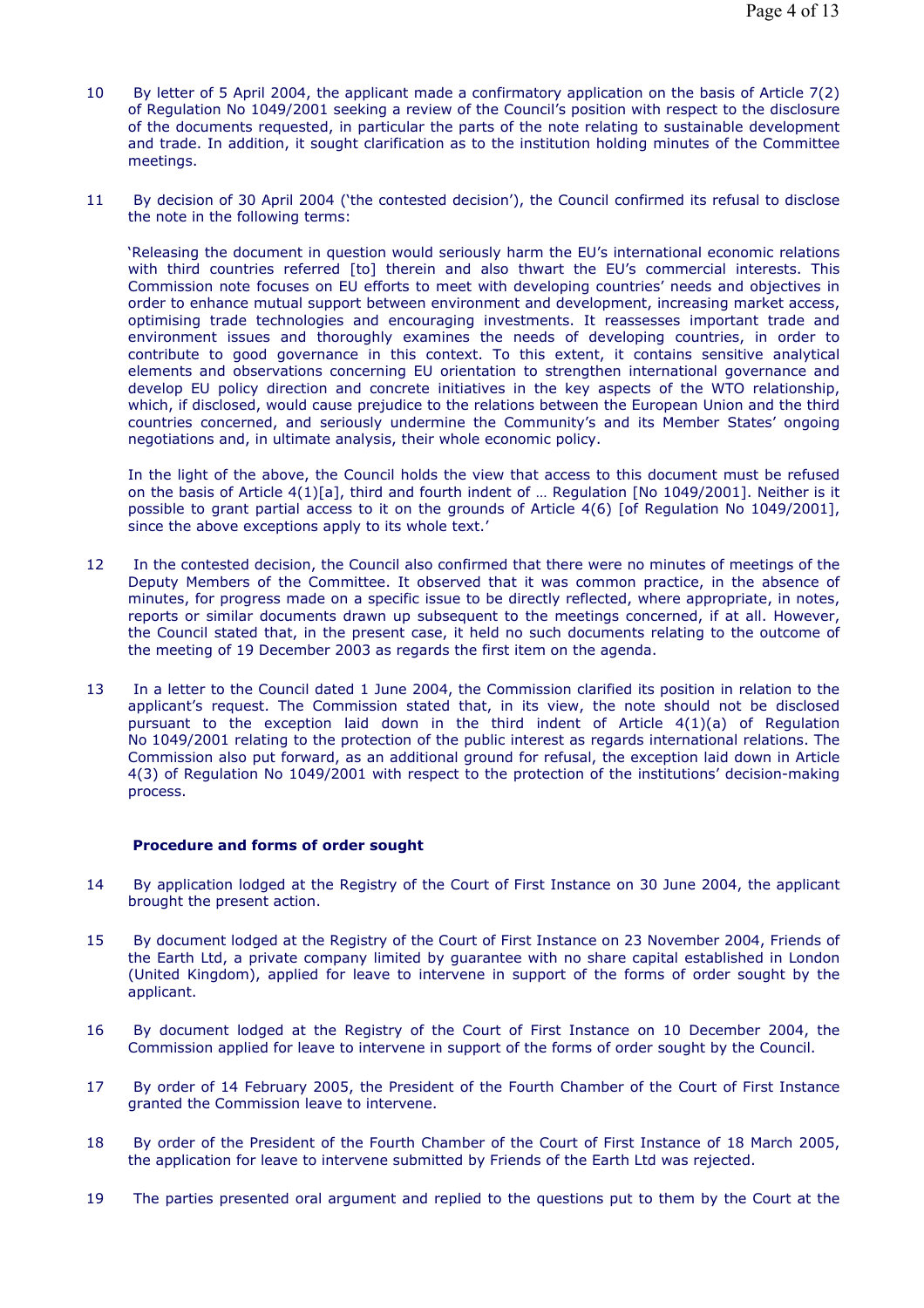10 By letter of 5 April 2004, the applicant made a confirmatory application on the basis of Article 7(2) of Regulation No 1049/2001 seeking a review of the Council's position with respect to the disclosure of the documents requested, in particular the parts of the note relating to sustainable development and trade. In addition, it sought clarification as to the institution holding minutes of the Committee meetings.

11 By decision of 30 April 2004 ('the contested decision'), the Council confirmed its refusal to disclose the note in the following terms:

'Releasing the document in question would seriously harm the EU's international economic relations with third countries referred [to] therein and also thwart the EU's commercial interests. This Commission note focuses on EU efforts to meet with developing countries' needs and objectives in order to enhance mutual support between environment and development, increasing market access, optimising trade technologies and encouraging investments. It reassesses important trade and environment issues and thoroughly examines the needs of developing countries, in order to contribute to good governance in this context. To this extent, it contains sensitive analytical elements and observations concerning EU orientation to strengthen international governance and develop EU policy direction and concrete initiatives in the key aspects of the WTO relationship, which, if disclosed, would cause prejudice to the relations between the European Union and the third countries concerned, and seriously undermine the Community's and its Member States' ongoing negotiations and, in ultimate analysis, their whole economic policy.

In the light of the above, the Council holds the view that access to this document must be refused on the basis of Article 4(1)[a], third and fourth indent of … Regulation [No 1049/2001]. Neither is it possible to grant partial access to it on the grounds of Article 4(6) [of Regulation No 1049/2001], since the above exceptions apply to its whole text.'

12 In the contested decision, the Council also confirmed that there were no minutes of meetings of the Deputy Members of the Committee. It observed that it was common practice, in the absence of minutes, for progress made on a specific issue to be directly reflected, where appropriate, in notes, reports or similar documents drawn up subsequent to the meetings concerned, if at all. However, the Council stated that, in the present case, it held no such documents relating to the outcome of the meeting of 19 December 2003 as regards the first item on the agenda.

13 In a letter to the Council dated 1 June 2004, the Commission clarified its position in relation to the applicant's request. The Commission stated that, in its view, the note should not be disclosed pursuant to the exception laid down in the third indent of Article 4(1)(a) of Regulation No 1049/2001 relating to the protection of the public interest as regards international relations. The Commission also put forward, as an additional ground for refusal, the exception laid down in Article 4(3) of Regulation No 1049/2001 with respect to the protection of the institutions' decision-making process.

**Procedure and forms of order sought**

14 By application lodged at the Registry of the Court of First Instance on 30 June 2004, the applicant brought the present action.

15 By document lodged at the Registry of the Court of First Instance on 23 November 2004, Friends of the Earth Ltd, a private company limited by guarantee with no share capital established in London (United Kingdom), applied for leave to intervene in support of the forms of order sought by the applicant.

16 By document lodged at the Registry of the Court of First Instance on 10 December 2004, the Commission applied for leave to intervene in support of the forms of order sought by the Council.

17 By order of 14 February 2005, the President of the Fourth Chamber of the Court of First Instance granted the Commission leave to intervene.

18 By order of the President of the Fourth Chamber of the Court of First Instance of 18 March 2005, the application for leave to intervene submitted by Friends of the Earth Ltd was rejected.

19 The parties presented oral argument and replied to the questions put to them by the Court at the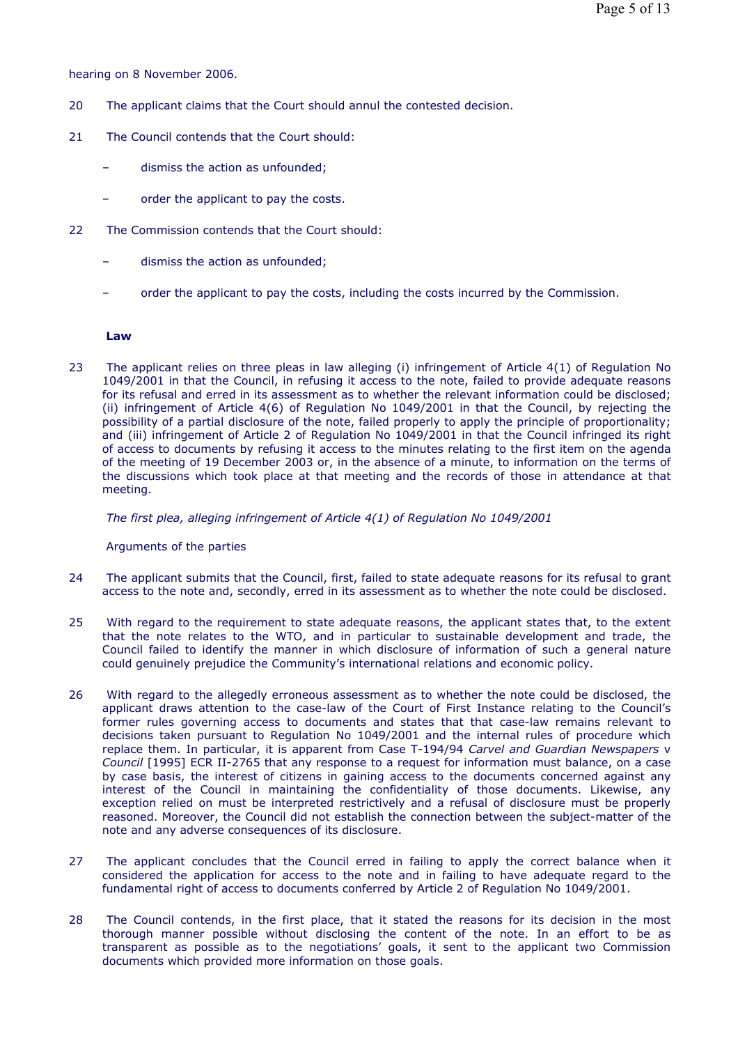hearing on 8 November 2006.

20 The applicant claims that the Court should annul the contested decision.

21 The Council contends that the Court should:

- dismiss the action as unfounded;
- order the applicant to pay the costs.

22 The Commission contends that the Court should:

- dismiss the action as unfounded;
- order the applicant to pay the costs, including the costs incurred by the Commission.

**Law**

23 The applicant relies on three pleas in law alleging (i) infringement of Article 4(1) of Regulation No 1049/2001 in that the Council, in refusing it access to the note, failed to provide adequate reasons for its refusal and erred in its assessment as to whether the relevant information could be disclosed; (ii) infringement of Article 4(6) of Regulation No 1049/2001 in that the Council, by rejecting the possibility of a partial disclosure of the note, failed properly to apply the principle of proportionality; and (iii) infringement of Article 2 of Regulation No 1049/2001 in that the Council infringed its right of access to documents by refusing it access to the minutes relating to the first item on the agenda of the meeting of 19 December 2003 or, in the absence of a minute, to information on the terms of the discussions which took place at that meeting and the records of those in attendance at that meeting.

*The first plea, alleging infringement of Article 4(1) of Regulation No 1049/2001*

Arguments of the parties

24 The applicant submits that the Council, first, failed to state adequate reasons for its refusal to grant access to the note and, secondly, erred in its assessment as to whether the note could be disclosed.

25 With regard to the requirement to state adequate reasons, the applicant states that, to the extent that the note relates to the WTO, and in particular to sustainable development and trade, the Council failed to identify the manner in which disclosure of information of such a general nature could genuinely prejudice the Community's international relations and economic policy.

26 With regard to the allegedly erroneous assessment as to whether the note could be disclosed, the applicant draws attention to the case-law of the Court of First Instance relating to the Council's former rules governing access to documents and states that that case-law remains relevant to decisions taken pursuant to Regulation No 1049/2001 and the internal rules of procedure which replace them. In particular, it is apparent from Case T-194/94 *Carvel and Guardian Newspapers* v *Council* [1995] ECR II-2765 that any response to a request for information must balance, on a case by case basis, the interest of citizens in gaining access to the documents concerned against any interest of the Council in maintaining the confidentiality of those documents. Likewise, any exception relied on must be interpreted restrictively and a refusal of disclosure must be properly reasoned. Moreover, the Council did not establish the connection between the subject-matter of the note and any adverse consequences of its disclosure.

27 The applicant concludes that the Council erred in failing to apply the correct balance when it considered the application for access to the note and in failing to have adequate regard to the fundamental right of access to documents conferred by Article 2 of Regulation No 1049/2001.

28 The Council contends, in the first place, that it stated the reasons for its decision in the most thorough manner possible without disclosing the content of the note. In an effort to be as transparent as possible as to the negotiations' goals, it sent to the applicant two Commission documents which provided more information on those goals.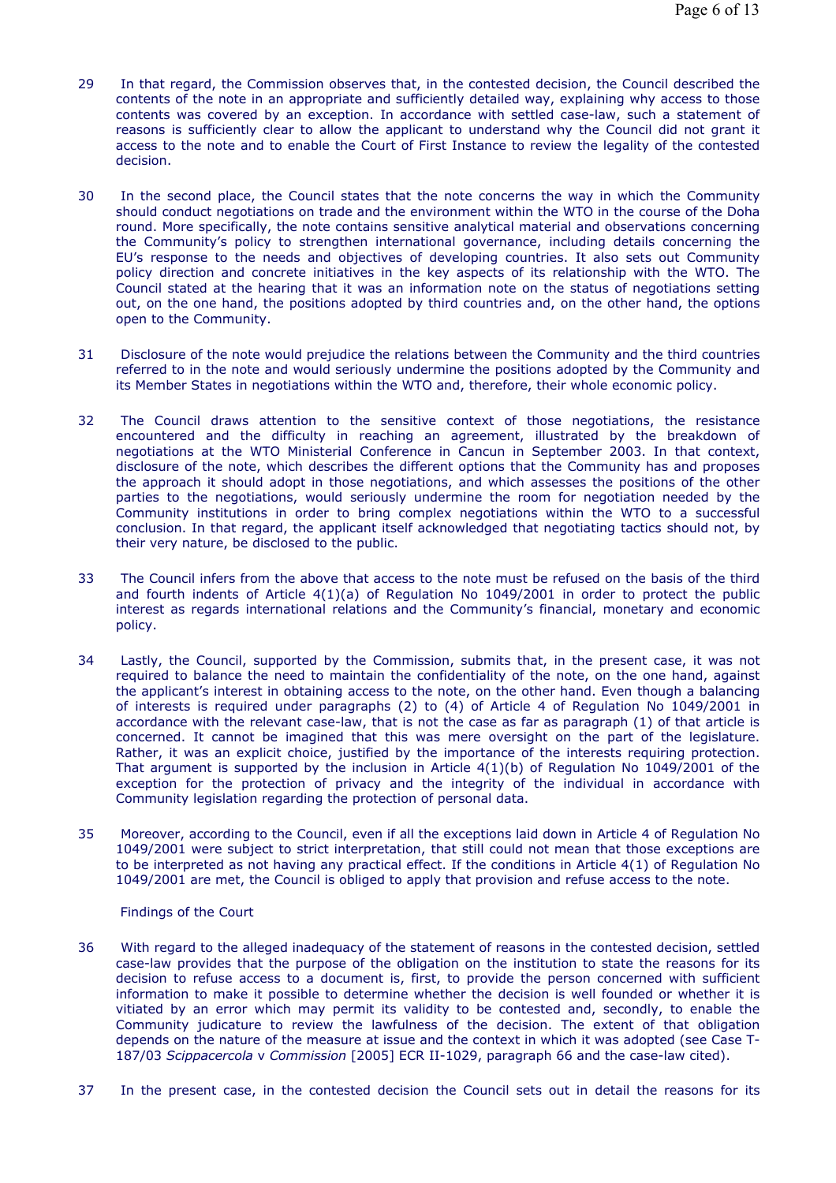29 In that regard, the Commission observes that, in the contested decision, the Council described the contents of the note in an appropriate and sufficiently detailed way, explaining why access to those contents was covered by an exception. In accordance with settled case-law, such a statement of reasons is sufficiently clear to allow the applicant to understand why the Council did not grant it access to the note and to enable the Court of First Instance to review the legality of the contested decision.

30 In the second place, the Council states that the note concerns the way in which the Community should conduct negotiations on trade and the environment within the WTO in the course of the Doha round. More specifically, the note contains sensitive analytical material and observations concerning the Community's policy to strengthen international governance, including details concerning the EU's response to the needs and objectives of developing countries. It also sets out Community policy direction and concrete initiatives in the key aspects of its relationship with the WTO. The Council stated at the hearing that it was an information note on the status of negotiations setting out, on the one hand, the positions adopted by third countries and, on the other hand, the options open to the Community.

31 Disclosure of the note would prejudice the relations between the Community and the third countries referred to in the note and would seriously undermine the positions adopted by the Community and its Member States in negotiations within the WTO and, therefore, their whole economic policy.

32 The Council draws attention to the sensitive context of those negotiations, the resistance encountered and the difficulty in reaching an agreement, illustrated by the breakdown of negotiations at the WTO Ministerial Conference in Cancun in September 2003. In that context, disclosure of the note, which describes the different options that the Community has and proposes the approach it should adopt in those negotiations, and which assesses the positions of the other parties to the negotiations, would seriously undermine the room for negotiation needed by the Community institutions in order to bring complex negotiations within the WTO to a successful conclusion. In that regard, the applicant itself acknowledged that negotiating tactics should not, by their very nature, be disclosed to the public.

33 The Council infers from the above that access to the note must be refused on the basis of the third and fourth indents of Article 4(1)(a) of Regulation No 1049/2001 in order to protect the public interest as regards international relations and the Community's financial, monetary and economic policy.

34 Lastly, the Council, supported by the Commission, submits that, in the present case, it was not required to balance the need to maintain the confidentiality of the note, on the one hand, against the applicant's interest in obtaining access to the note, on the other hand. Even though a balancing of interests is required under paragraphs (2) to (4) of Article 4 of Regulation No 1049/2001 in accordance with the relevant case-law, that is not the case as far as paragraph (1) of that article is concerned. It cannot be imagined that this was mere oversight on the part of the legislature. Rather, it was an explicit choice, justified by the importance of the interests requiring protection. That argument is supported by the inclusion in Article 4(1)(b) of Regulation No 1049/2001 of the exception for the protection of privacy and the integrity of the individual in accordance with Community legislation regarding the protection of personal data.

35 Moreover, according to the Council, even if all the exceptions laid down in Article 4 of Regulation No 1049/2001 were subject to strict interpretation, that still could not mean that those exceptions are to be interpreted as not having any practical effect. If the conditions in Article 4(1) of Regulation No 1049/2001 are met, the Council is obliged to apply that provision and refuse access to the note.

Findings of the Court

36 With regard to the alleged inadequacy of the statement of reasons in the contested decision, settled case-law provides that the purpose of the obligation on the institution to state the reasons for its decision to refuse access to a document is, first, to provide the person concerned with sufficient information to make it possible to determine whether the decision is well founded or whether it is vitiated by an error which may permit its validity to be contested and, secondly, to enable the Community judicature to review the lawfulness of the decision. The extent of that obligation depends on the nature of the measure at issue and the context in which it was adopted (see Case T-187/03 *Scippacercola* v *Commission* [2005] ECR II-1029, paragraph 66 and the case-law cited).

37 In the present case, in the contested decision the Council sets out in detail the reasons for its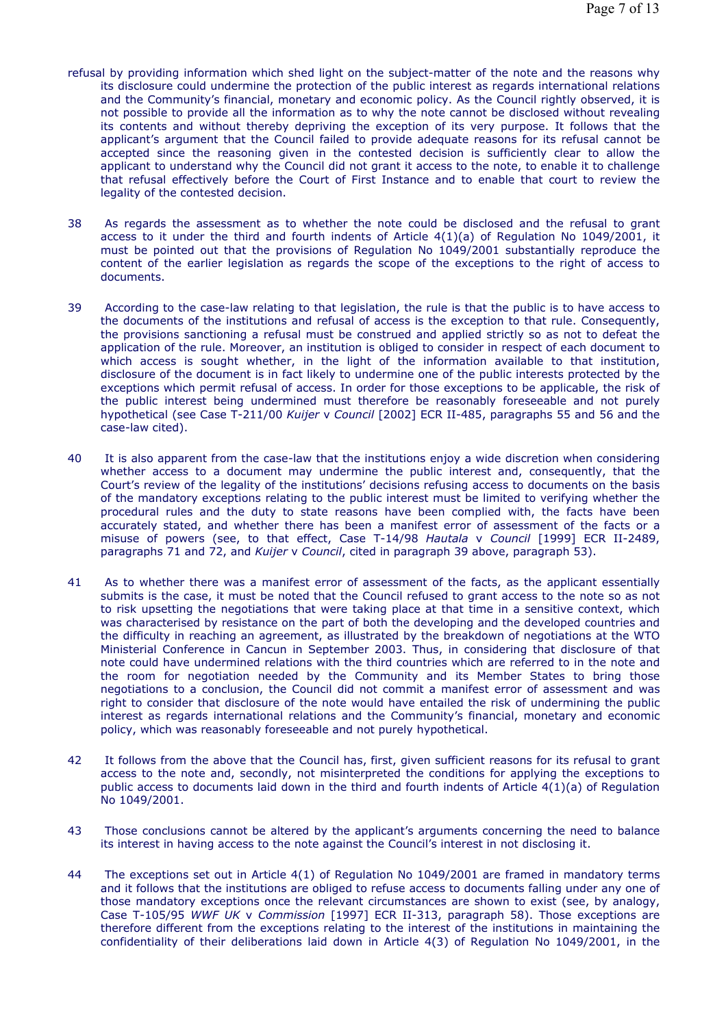refusal by providing information which shed light on the subject-matter of the note and the reasons why its disclosure could undermine the protection of the public interest as regards international relations and the Community's financial, monetary and economic policy. As the Council rightly observed, it is not possible to provide all the information as to why the note cannot be disclosed without revealing its contents and without thereby depriving the exception of its very purpose. It follows that the applicant's argument that the Council failed to provide adequate reasons for its refusal cannot be accepted since the reasoning given in the contested decision is sufficiently clear to allow the applicant to understand why the Council did not grant it access to the note, to enable it to challenge that refusal effectively before the Court of First Instance and to enable that court to review the legality of the contested decision.

38 As regards the assessment as to whether the note could be disclosed and the refusal to grant access to it under the third and fourth indents of Article 4(1)(a) of Regulation No 1049/2001, it must be pointed out that the provisions of Regulation No 1049/2001 substantially reproduce the content of the earlier legislation as regards the scope of the exceptions to the right of access to documents.

39 According to the case-law relating to that legislation, the rule is that the public is to have access to the documents of the institutions and refusal of access is the exception to that rule. Consequently, the provisions sanctioning a refusal must be construed and applied strictly so as not to defeat the application of the rule. Moreover, an institution is obliged to consider in respect of each document to which access is sought whether, in the light of the information available to that institution, disclosure of the document is in fact likely to undermine one of the public interests protected by the exceptions which permit refusal of access. In order for those exceptions to be applicable, the risk of the public interest being undermined must therefore be reasonably foreseeable and not purely hypothetical (see Case T-211/00 *Kuijer* v *Council* [2002] ECR II-485, paragraphs 55 and 56 and the case-law cited).

40 It is also apparent from the case-law that the institutions enjoy a wide discretion when considering whether access to a document may undermine the public interest and, consequently, that the Court's review of the legality of the institutions' decisions refusing access to documents on the basis of the mandatory exceptions relating to the public interest must be limited to verifying whether the procedural rules and the duty to state reasons have been complied with, the facts have been accurately stated, and whether there has been a manifest error of assessment of the facts or a misuse of powers (see, to that effect, Case T-14/98 *Hautala* v *Council* [1999] ECR II-2489, paragraphs 71 and 72, and *Kuijer* v *Council*, cited in paragraph 39 above, paragraph 53).

41 As to whether there was a manifest error of assessment of the facts, as the applicant essentially submits is the case, it must be noted that the Council refused to grant access to the note so as not to risk upsetting the negotiations that were taking place at that time in a sensitive context, which was characterised by resistance on the part of both the developing and the developed countries and the difficulty in reaching an agreement, as illustrated by the breakdown of negotiations at the WTO Ministerial Conference in Cancun in September 2003. Thus, in considering that disclosure of that note could have undermined relations with the third countries which are referred to in the note and the room for negotiation needed by the Community and its Member States to bring those negotiations to a conclusion, the Council did not commit a manifest error of assessment and was right to consider that disclosure of the note would have entailed the risk of undermining the public interest as regards international relations and the Community's financial, monetary and economic policy, which was reasonably foreseeable and not purely hypothetical.

42 It follows from the above that the Council has, first, given sufficient reasons for its refusal to grant access to the note and, secondly, not misinterpreted the conditions for applying the exceptions to public access to documents laid down in the third and fourth indents of Article 4(1)(a) of Regulation No 1049/2001.

43 Those conclusions cannot be altered by the applicant's arguments concerning the need to balance its interest in having access to the note against the Council's interest in not disclosing it.

44 The exceptions set out in Article 4(1) of Regulation No 1049/2001 are framed in mandatory terms and it follows that the institutions are obliged to refuse access to documents falling under any one of those mandatory exceptions once the relevant circumstances are shown to exist (see, by analogy, Case T-105/95 *WWF UK* v *Commission* [1997] ECR II-313, paragraph 58). Those exceptions are therefore different from the exceptions relating to the interest of the institutions in maintaining the confidentiality of their deliberations laid down in Article 4(3) of Regulation No 1049/2001, in the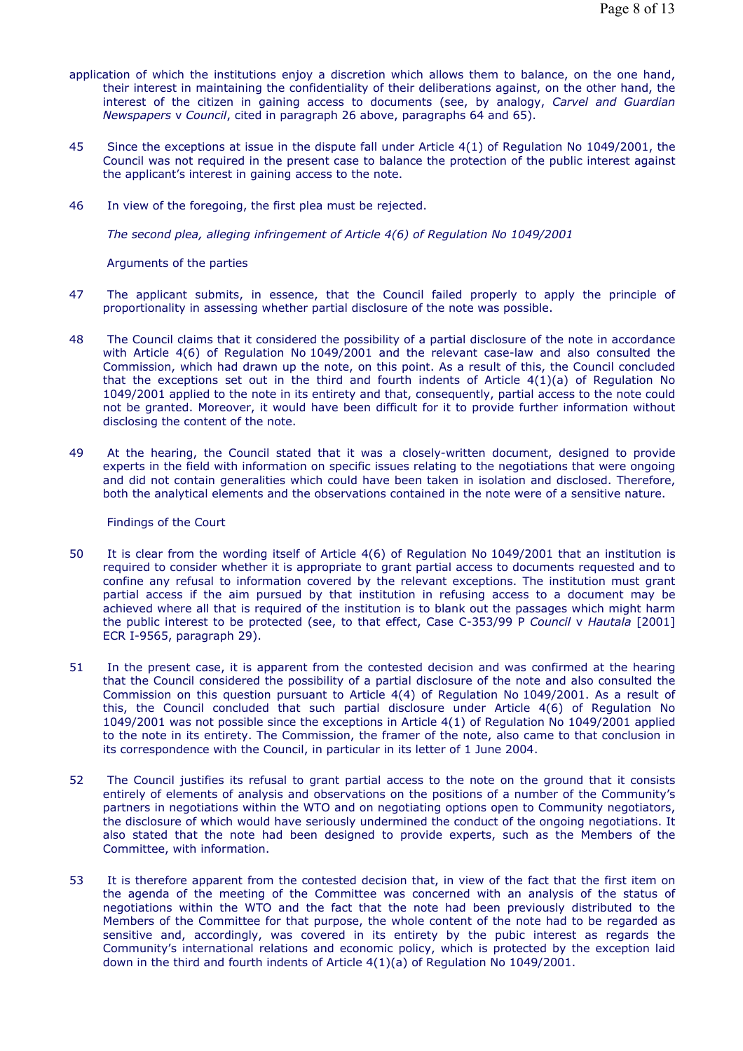application of which the institutions enjoy a discretion which allows them to balance, on the one hand, their interest in maintaining the confidentiality of their deliberations against, on the other hand, the interest of the citizen in gaining access to documents (see, by analogy, *Carvel and Guardian Newspapers* v *Council*, cited in paragraph 26 above, paragraphs 64 and 65).

45 Since the exceptions at issue in the dispute fall under Article 4(1) of Regulation No 1049/2001, the Council was not required in the present case to balance the protection of the public interest against the applicant's interest in gaining access to the note.

46 In view of the foregoing, the first plea must be rejected.

*The second plea, alleging infringement of Article 4(6) of Regulation No 1049/2001*

Arguments of the parties

47 The applicant submits, in essence, that the Council failed properly to apply the principle of proportionality in assessing whether partial disclosure of the note was possible.

48 The Council claims that it considered the possibility of a partial disclosure of the note in accordance with Article 4(6) of Regulation No 1049/2001 and the relevant case-law and also consulted the Commission, which had drawn up the note, on this point. As a result of this, the Council concluded that the exceptions set out in the third and fourth indents of Article 4(1)(a) of Regulation No 1049/2001 applied to the note in its entirety and that, consequently, partial access to the note could not be granted. Moreover, it would have been difficult for it to provide further information without disclosing the content of the note.

49 At the hearing, the Council stated that it was a closely-written document, designed to provide experts in the field with information on specific issues relating to the negotiations that were ongoing and did not contain generalities which could have been taken in isolation and disclosed. Therefore, both the analytical elements and the observations contained in the note were of a sensitive nature.

Findings of the Court

50 It is clear from the wording itself of Article 4(6) of Regulation No 1049/2001 that an institution is required to consider whether it is appropriate to grant partial access to documents requested and to confine any refusal to information covered by the relevant exceptions. The institution must grant partial access if the aim pursued by that institution in refusing access to a document may be achieved where all that is required of the institution is to blank out the passages which might harm the public interest to be protected (see, to that effect, Case C-353/99 P *Council* v *Hautala* [2001] ECR I-9565, paragraph 29).

51 In the present case, it is apparent from the contested decision and was confirmed at the hearing that the Council considered the possibility of a partial disclosure of the note and also consulted the Commission on this question pursuant to Article 4(4) of Regulation No 1049/2001. As a result of this, the Council concluded that such partial disclosure under Article 4(6) of Regulation No 1049/2001 was not possible since the exceptions in Article 4(1) of Regulation No 1049/2001 applied to the note in its entirety. The Commission, the framer of the note, also came to that conclusion in its correspondence with the Council, in particular in its letter of 1 June 2004.

52 The Council justifies its refusal to grant partial access to the note on the ground that it consists entirely of elements of analysis and observations on the positions of a number of the Community's partners in negotiations within the WTO and on negotiating options open to Community negotiators, the disclosure of which would have seriously undermined the conduct of the ongoing negotiations. It also stated that the note had been designed to provide experts, such as the Members of the Committee, with information.

53 It is therefore apparent from the contested decision that, in view of the fact that the first item on the agenda of the meeting of the Committee was concerned with an analysis of the status of negotiations within the WTO and the fact that the note had been previously distributed to the Members of the Committee for that purpose, the whole content of the note had to be regarded as sensitive and, accordingly, was covered in its entirety by the pubic interest as regards the Community's international relations and economic policy, which is protected by the exception laid down in the third and fourth indents of Article 4(1)(a) of Regulation No 1049/2001.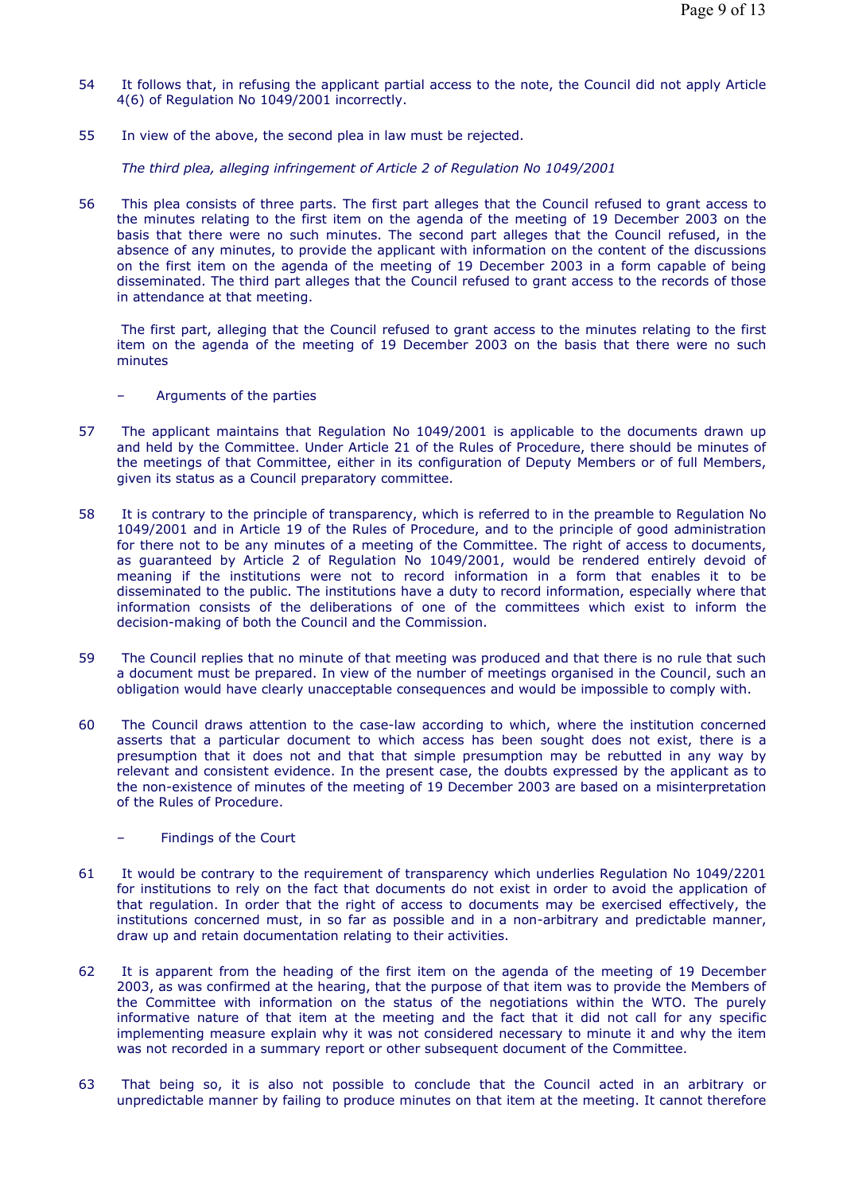54 It follows that, in refusing the applicant partial access to the note, the Council did not apply Article 4(6) of Regulation No 1049/2001 incorrectly.

55 In view of the above, the second plea in law must be rejected.

*The third plea, alleging infringement of Article 2 of Regulation No 1049/2001*

56 This plea consists of three parts. The first part alleges that the Council refused to grant access to the minutes relating to the first item on the agenda of the meeting of 19 December 2003 on the basis that there were no such minutes. The second part alleges that the Council refused, in the absence of any minutes, to provide the applicant with information on the content of the discussions on the first item on the agenda of the meeting of 19 December 2003 in a form capable of being disseminated. The third part alleges that the Council refused to grant access to the records of those in attendance at that meeting.

The first part, alleging that the Council refused to grant access to the minutes relating to the first item on the agenda of the meeting of 19 December 2003 on the basis that there were no such minutes

– Arguments of the parties

57 The applicant maintains that Regulation No 1049/2001 is applicable to the documents drawn up and held by the Committee. Under Article 21 of the Rules of Procedure, there should be minutes of the meetings of that Committee, either in its configuration of Deputy Members or of full Members, given its status as a Council preparatory committee.

58 It is contrary to the principle of transparency, which is referred to in the preamble to Regulation No 1049/2001 and in Article 19 of the Rules of Procedure, and to the principle of good administration for there not to be any minutes of a meeting of the Committee. The right of access to documents, as guaranteed by Article 2 of Regulation No 1049/2001, would be rendered entirely devoid of meaning if the institutions were not to record information in a form that enables it to be disseminated to the public. The institutions have a duty to record information, especially where that information consists of the deliberations of one of the committees which exist to inform the decision-making of both the Council and the Commission.

59 The Council replies that no minute of that meeting was produced and that there is no rule that such a document must be prepared. In view of the number of meetings organised in the Council, such an obligation would have clearly unacceptable consequences and would be impossible to comply with.

60 The Council draws attention to the case-law according to which, where the institution concerned asserts that a particular document to which access has been sought does not exist, there is a presumption that it does not and that that simple presumption may be rebutted in any way by relevant and consistent evidence. In the present case, the doubts expressed by the applicant as to the non-existence of minutes of the meeting of 19 December 2003 are based on a misinterpretation of the Rules of Procedure.

– Findings of the Court

61 It would be contrary to the requirement of transparency which underlies Regulation No 1049/2201 for institutions to rely on the fact that documents do not exist in order to avoid the application of that regulation. In order that the right of access to documents may be exercised effectively, the institutions concerned must, in so far as possible and in a non-arbitrary and predictable manner, draw up and retain documentation relating to their activities.

62 It is apparent from the heading of the first item on the agenda of the meeting of 19 December 2003, as was confirmed at the hearing, that the purpose of that item was to provide the Members of the Committee with information on the status of the negotiations within the WTO. The purely informative nature of that item at the meeting and the fact that it did not call for any specific implementing measure explain why it was not considered necessary to minute it and why the item was not recorded in a summary report or other subsequent document of the Committee.

63 That being so, it is also not possible to conclude that the Council acted in an arbitrary or unpredictable manner by failing to produce minutes on that item at the meeting. It cannot therefore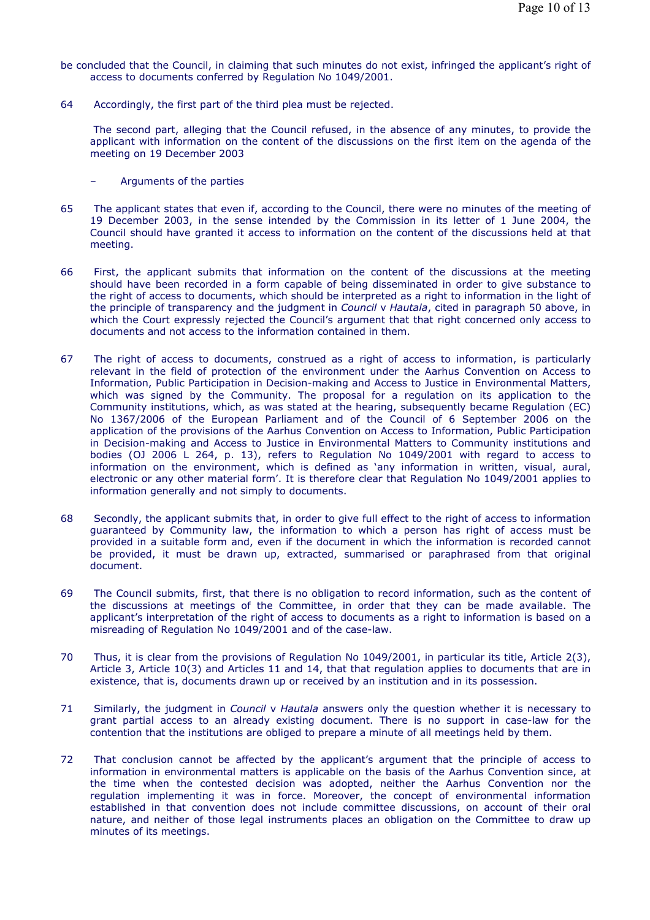be concluded that the Council, in claiming that such minutes do not exist, infringed the applicant's right of access to documents conferred by Regulation No 1049/2001.

64 Accordingly, the first part of the third plea must be rejected.

The second part, alleging that the Council refused, in the absence of any minutes, to provide the applicant with information on the content of the discussions on the first item on the agenda of the meeting on 19 December 2003

– Arguments of the parties

65 The applicant states that even if, according to the Council, there were no minutes of the meeting of 19 December 2003, in the sense intended by the Commission in its letter of 1 June 2004, the Council should have granted it access to information on the content of the discussions held at that meeting.

66 First, the applicant submits that information on the content of the discussions at the meeting should have been recorded in a form capable of being disseminated in order to give substance to the right of access to documents, which should be interpreted as a right to information in the light of the principle of transparency and the judgment in *Council* v *Hautala*, cited in paragraph 50 above, in which the Court expressly rejected the Council's argument that that right concerned only access to documents and not access to the information contained in them.

67 The right of access to documents, construed as a right of access to information, is particularly relevant in the field of protection of the environment under the Aarhus Convention on Access to Information, Public Participation in Decision-making and Access to Justice in Environmental Matters, which was signed by the Community. The proposal for a regulation on its application to the Community institutions, which, as was stated at the hearing, subsequently became Regulation (EC) No 1367/2006 of the European Parliament and of the Council of 6 September 2006 on the application of the provisions of the Aarhus Convention on Access to Information, Public Participation in Decision-making and Access to Justice in Environmental Matters to Community institutions and bodies (OJ 2006 L 264, p. 13), refers to Regulation No 1049/2001 with regard to access to information on the environment, which is defined as 'any information in written, visual, aural, electronic or any other material form'. It is therefore clear that Regulation No 1049/2001 applies to information generally and not simply to documents.

68 Secondly, the applicant submits that, in order to give full effect to the right of access to information guaranteed by Community law, the information to which a person has right of access must be provided in a suitable form and, even if the document in which the information is recorded cannot be provided, it must be drawn up, extracted, summarised or paraphrased from that original document.

69 The Council submits, first, that there is no obligation to record information, such as the content of the discussions at meetings of the Committee, in order that they can be made available. The applicant's interpretation of the right of access to documents as a right to information is based on a misreading of Regulation No 1049/2001 and of the case-law.

70 Thus, it is clear from the provisions of Regulation No 1049/2001, in particular its title, Article 2(3), Article 3, Article 10(3) and Articles 11 and 14, that that regulation applies to documents that are in existence, that is, documents drawn up or received by an institution and in its possession.

71 Similarly, the judgment in *Council* v *Hautala* answers only the question whether it is necessary to grant partial access to an already existing document. There is no support in case-law for the contention that the institutions are obliged to prepare a minute of all meetings held by them.

72 That conclusion cannot be affected by the applicant's argument that the principle of access to information in environmental matters is applicable on the basis of the Aarhus Convention since, at the time when the contested decision was adopted, neither the Aarhus Convention nor the regulation implementing it was in force. Moreover, the concept of environmental information established in that convention does not include committee discussions, on account of their oral nature, and neither of those legal instruments places an obligation on the Committee to draw up minutes of its meetings.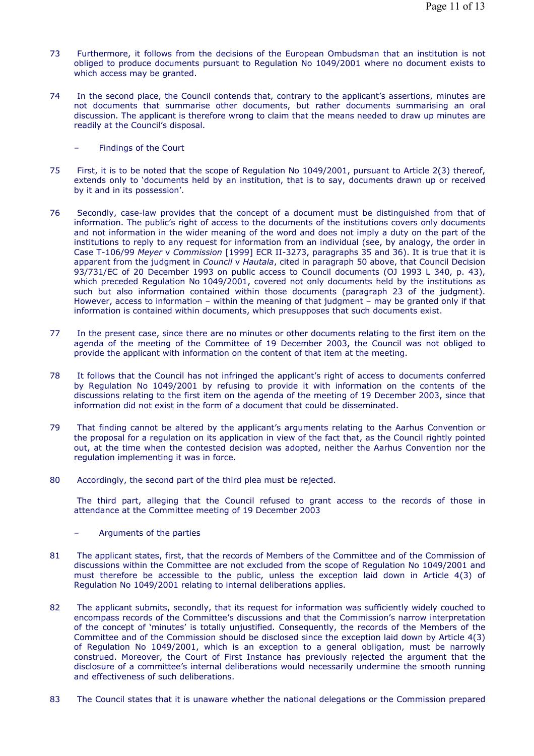73 Furthermore, it follows from the decisions of the European Ombudsman that an institution is not obliged to produce documents pursuant to Regulation No 1049/2001 where no document exists to which access may be granted.

74 In the second place, the Council contends that, contrary to the applicant's assertions, minutes are not documents that summarise other documents, but rather documents summarising an oral discussion. The applicant is therefore wrong to claim that the means needed to draw up minutes are readily at the Council's disposal.

– Findings of the Court

75 First, it is to be noted that the scope of Regulation No 1049/2001, pursuant to Article 2(3) thereof, extends only to 'documents held by an institution, that is to say, documents drawn up or received by it and in its possession'.

76 Secondly, case-law provides that the concept of a document must be distinguished from that of information. The public's right of access to the documents of the institutions covers only documents and not information in the wider meaning of the word and does not imply a duty on the part of the institutions to reply to any request for information from an individual (see, by analogy, the order in Case T-106/99 *Meyer* v *Commission* [1999] ECR II-3273, paragraphs 35 and 36). It is true that it is apparent from the judgment in *Council* v *Hautala*, cited in paragraph 50 above, that Council Decision 93/731/EC of 20 December 1993 on public access to Council documents (OJ 1993 L 340, p. 43), which preceded Regulation No 1049/2001, covered not only documents held by the institutions as such but also information contained within those documents (paragraph 23 of the judgment). However, access to information – within the meaning of that judgment – may be granted only if that information is contained within documents, which presupposes that such documents exist.

77 In the present case, since there are no minutes or other documents relating to the first item on the agenda of the meeting of the Committee of 19 December 2003, the Council was not obliged to provide the applicant with information on the content of that item at the meeting.

78 It follows that the Council has not infringed the applicant's right of access to documents conferred by Regulation No 1049/2001 by refusing to provide it with information on the contents of the discussions relating to the first item on the agenda of the meeting of 19 December 2003, since that information did not exist in the form of a document that could be disseminated.

79 That finding cannot be altered by the applicant's arguments relating to the Aarhus Convention or the proposal for a regulation on its application in view of the fact that, as the Council rightly pointed out, at the time when the contested decision was adopted, neither the Aarhus Convention nor the regulation implementing it was in force.

80 Accordingly, the second part of the third plea must be rejected.

The third part, alleging that the Council refused to grant access to the records of those in attendance at the Committee meeting of 19 December 2003

– Arguments of the parties

81 The applicant states, first, that the records of Members of the Committee and of the Commission of discussions within the Committee are not excluded from the scope of Regulation No 1049/2001 and must therefore be accessible to the public, unless the exception laid down in Article 4(3) of Regulation No 1049/2001 relating to internal deliberations applies.

82 The applicant submits, secondly, that its request for information was sufficiently widely couched to encompass records of the Committee's discussions and that the Commission's narrow interpretation of the concept of 'minutes' is totally unjustified. Consequently, the records of the Members of the Committee and of the Commission should be disclosed since the exception laid down by Article 4(3) of Regulation No 1049/2001, which is an exception to a general obligation, must be narrowly construed. Moreover, the Court of First Instance has previously rejected the argument that the disclosure of a committee's internal deliberations would necessarily undermine the smooth running and effectiveness of such deliberations.

83 The Council states that it is unaware whether the national delegations or the Commission prepared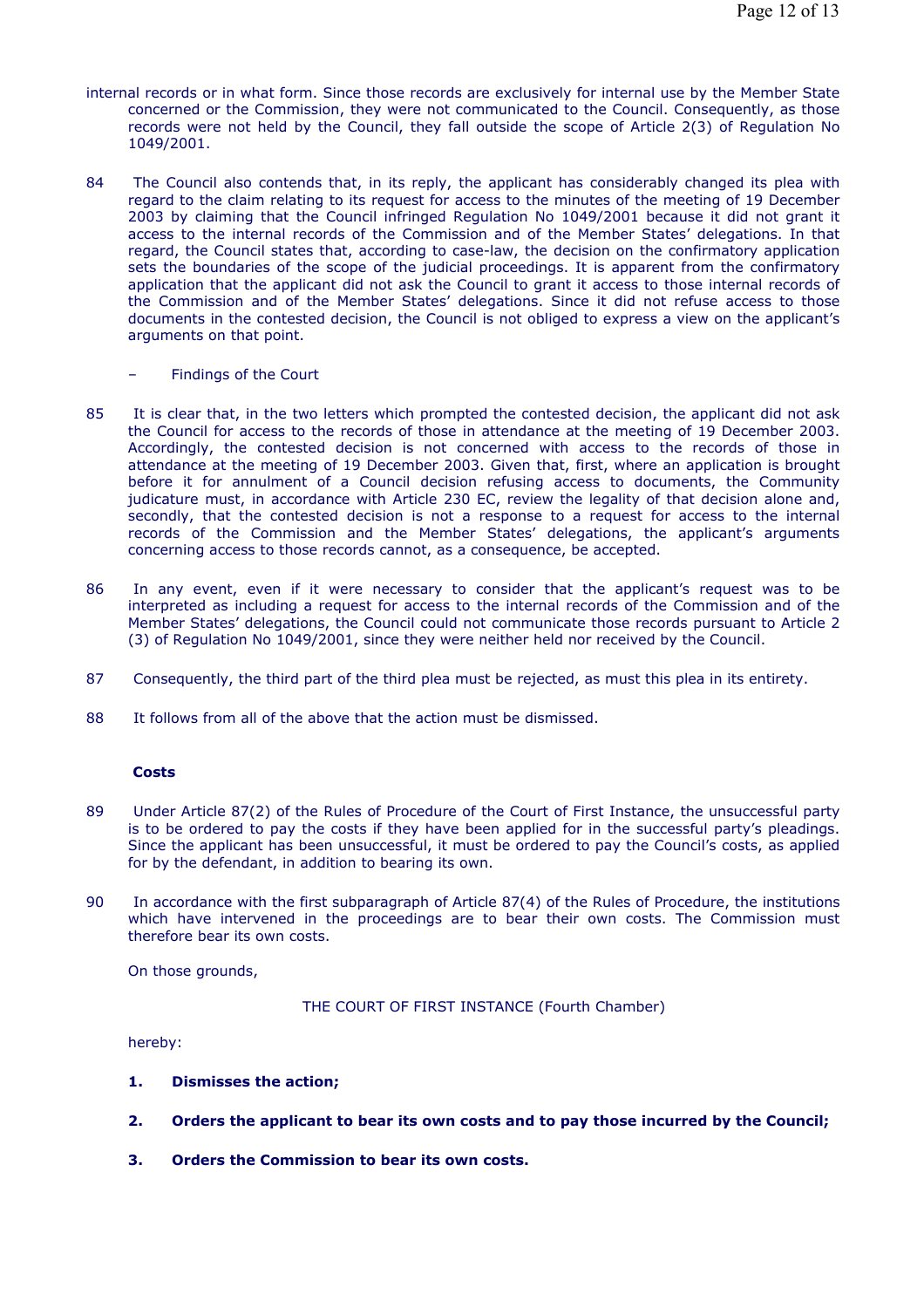internal records or in what form. Since those records are exclusively for internal use by the Member State concerned or the Commission, they were not communicated to the Council. Consequently, as those records were not held by the Council, they fall outside the scope of Article 2(3) of Regulation No 1049/2001.

84 The Council also contends that, in its reply, the applicant has considerably changed its plea with regard to the claim relating to its request for access to the minutes of the meeting of 19 December 2003 by claiming that the Council infringed Regulation No 1049/2001 because it did not grant it access to the internal records of the Commission and of the Member States' delegations. In that regard, the Council states that, according to case-law, the decision on the confirmatory application sets the boundaries of the scope of the judicial proceedings. It is apparent from the confirmatory application that the applicant did not ask the Council to grant it access to those internal records of the Commission and of the Member States' delegations. Since it did not refuse access to those documents in the contested decision, the Council is not obliged to express a view on the applicant's arguments on that point.

– Findings of the Court

85 It is clear that, in the two letters which prompted the contested decision, the applicant did not ask the Council for access to the records of those in attendance at the meeting of 19 December 2003. Accordingly, the contested decision is not concerned with access to the records of those in attendance at the meeting of 19 December 2003. Given that, first, where an application is brought before it for annulment of a Council decision refusing access to documents, the Community judicature must, in accordance with Article 230 EC, review the legality of that decision alone and, secondly, that the contested decision is not a response to a request for access to the internal records of the Commission and the Member States' delegations, the applicant's arguments concerning access to those records cannot, as a consequence, be accepted.

86 In any event, even if it were necessary to consider that the applicant's request was to be interpreted as including a request for access to the internal records of the Commission and of the Member States' delegations, the Council could not communicate those records pursuant to Article 2 (3) of Regulation No 1049/2001, since they were neither held nor received by the Council.

87 Consequently, the third part of the third plea must be rejected, as must this plea in its entirety.

88 It follows from all of the above that the action must be dismissed.

**Costs**

89 Under Article 87(2) of the Rules of Procedure of the Court of First Instance, the unsuccessful party is to be ordered to pay the costs if they have been applied for in the successful party's pleadings. Since the applicant has been unsuccessful, it must be ordered to pay the Council's costs, as applied for by the defendant, in addition to bearing its own.

90 In accordance with the first subparagraph of Article 87(4) of the Rules of Procedure, the institutions which have intervened in the proceedings are to bear their own costs. The Commission must therefore bear its own costs.

On those grounds,

THE COURT OF FIRST INSTANCE (Fourth Chamber)

hereby:

1. **Dismisses the action;**

2. **Orders the applicant to bear its own costs and to pay those incurred by the Council;**

3. **Orders the Commission to bear its own costs.**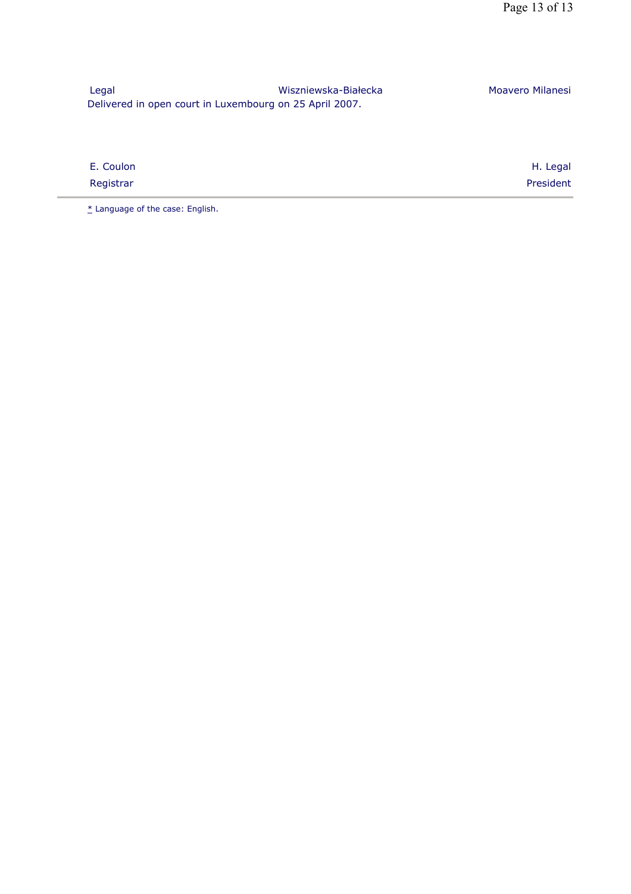| | | |
|---|---|---|
| Legal | Wiszniewska-Białecka | Moavero Milanesi |

Delivered in open court in Luxembourg on 25 April 2007.

| | |
|---|---|
| E. Coulon | H. Legal |
| Registrar | President |

---

* Language of the case: English.